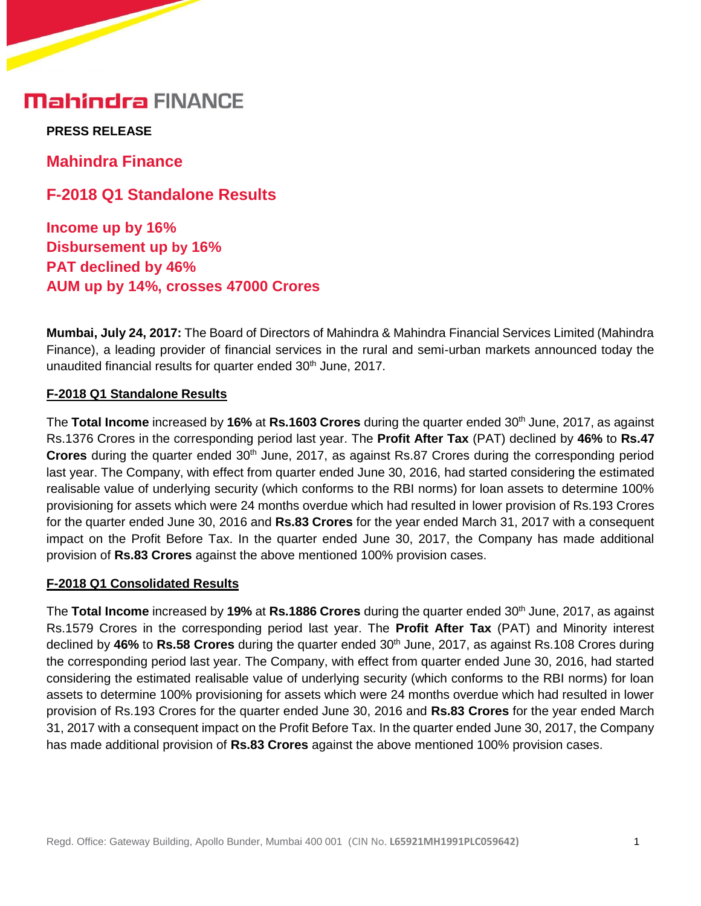**Mahindra FINANCE**

**PRESS RELEASE**

## Mahindra Finance

## F-2018 Q1 Standalone Results

**Income up by 16%**
**Disbursement up by 16%**
**PAT declined by 46%**
**AUM up by 14%, crosses 47000 Crores**

**Mumbai, July 24, 2017:** The Board of Directors of Mahindra & Mahindra Financial Services Limited (Mahindra Finance), a leading provider of financial services in the rural and semi-urban markets announced today the unaudited financial results for quarter ended 30th June, 2017.

### F-2018 Q1 Standalone Results

The **Total Income** increased by **16%** at **Rs.1603 Crores** during the quarter ended 30th June, 2017, as against Rs.1376 Crores in the corresponding period last year. The **Profit After Tax** (PAT) declined by **46%** to **Rs.47 Crores** during the quarter ended 30th June, 2017, as against Rs.87 Crores during the corresponding period last year. The Company, with effect from quarter ended June 30, 2016, had started considering the estimated realisable value of underlying security (which conforms to the RBI norms) for loan assets to determine 100% provisioning for assets which were 24 months overdue which had resulted in lower provision of Rs.193 Crores for the quarter ended June 30, 2016 and **Rs.83 Crores** for the year ended March 31, 2017 with a consequent impact on the Profit Before Tax. In the quarter ended June 30, 2017, the Company has made additional provision of **Rs.83 Crores** against the above mentioned 100% provision cases.

### F-2018 Q1 Consolidated Results

The **Total Income** increased by **19%** at **Rs.1886 Crores** during the quarter ended 30th June, 2017, as against Rs.1579 Crores in the corresponding period last year. The **Profit After Tax** (PAT) and Minority interest declined by **46%** to **Rs.58 Crores** during the quarter ended 30th June, 2017, as against Rs.108 Crores during the corresponding period last year. The Company, with effect from quarter ended June 30, 2016, had started considering the estimated realisable value of underlying security (which conforms to the RBI norms) for loan assets to determine 100% provisioning for assets which were 24 months overdue which had resulted in lower provision of Rs.193 Crores for the quarter ended June 30, 2016 and **Rs.83 Crores** for the year ended March 31, 2017 with a consequent impact on the Profit Before Tax. In the quarter ended June 30, 2017, the Company has made additional provision of **Rs.83 Crores** against the above mentioned 100% provision cases.

Regd. Office: Gateway Building, Apollo Bunder, Mumbai 400 001 (CIN No. **L65921MH1991PLC059642)**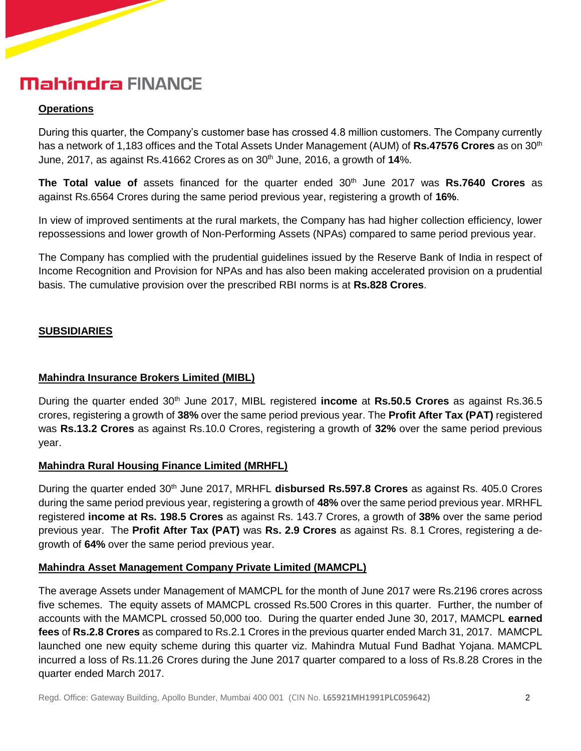## Operations

During this quarter, the Company's customer base has crossed 4.8 million customers. The Company currently has a network of 1,183 offices and the Total Assets Under Management (AUM) of **Rs.47576 Crores** as on 30th June, 2017, as against Rs.41662 Crores as on 30th June, 2016, a growth of **14**%.

**The Total value of** assets financed for the quarter ended 30th June 2017 was **Rs.7640 Crores** as against Rs.6564 Crores during the same period previous year, registering a growth of **16%**.

In view of improved sentiments at the rural markets, the Company has had higher collection efficiency, lower repossessions and lower growth of Non-Performing Assets (NPAs) compared to same period previous year.

The Company has complied with the prudential guidelines issued by the Reserve Bank of India in respect of Income Recognition and Provision for NPAs and has also been making accelerated provision on a prudential basis. The cumulative provision over the prescribed RBI norms is at **Rs.828 Crores**.

## SUBSIDIARIES

### Mahindra Insurance Brokers Limited (MIBL)

During the quarter ended 30th June 2017, MIBL registered **income** at **Rs.50.5 Crores** as against Rs.36.5 crores, registering a growth of **38%** over the same period previous year. The **Profit After Tax (PAT)** registered was **Rs.13.2 Crores** as against Rs.10.0 Crores, registering a growth of **32%** over the same period previous year.

### Mahindra Rural Housing Finance Limited (MRHFL)

During the quarter ended 30th June 2017, MRHFL **disbursed Rs.597.8 Crores** as against Rs. 405.0 Crores during the same period previous year, registering a growth of **48%** over the same period previous year. MRHFL registered **income at Rs. 198.5 Crores** as against Rs. 143.7 Crores, a growth of **38%** over the same period previous year. The **Profit After Tax (PAT)** was **Rs. 2.9 Crores** as against Rs. 8.1 Crores, registering a de-growth of **64%** over the same period previous year.

### Mahindra Asset Management Company Private Limited (MAMCPL)

The average Assets under Management of MAMCPL for the month of June 2017 were Rs.2196 crores across five schemes. The equity assets of MAMCPL crossed Rs.500 Crores in this quarter. Further, the number of accounts with the MAMCPL crossed 50,000 too. During the quarter ended June 30, 2017, MAMCPL **earned fees** of **Rs.2.8 Crores** as compared to Rs.2.1 Crores in the previous quarter ended March 31, 2017. MAMCPL launched one new equity scheme during this quarter viz. Mahindra Mutual Fund Badhat Yojana. MAMCPL incurred a loss of Rs.11.26 Crores during the June 2017 quarter compared to a loss of Rs.8.28 Crores in the quarter ended March 2017.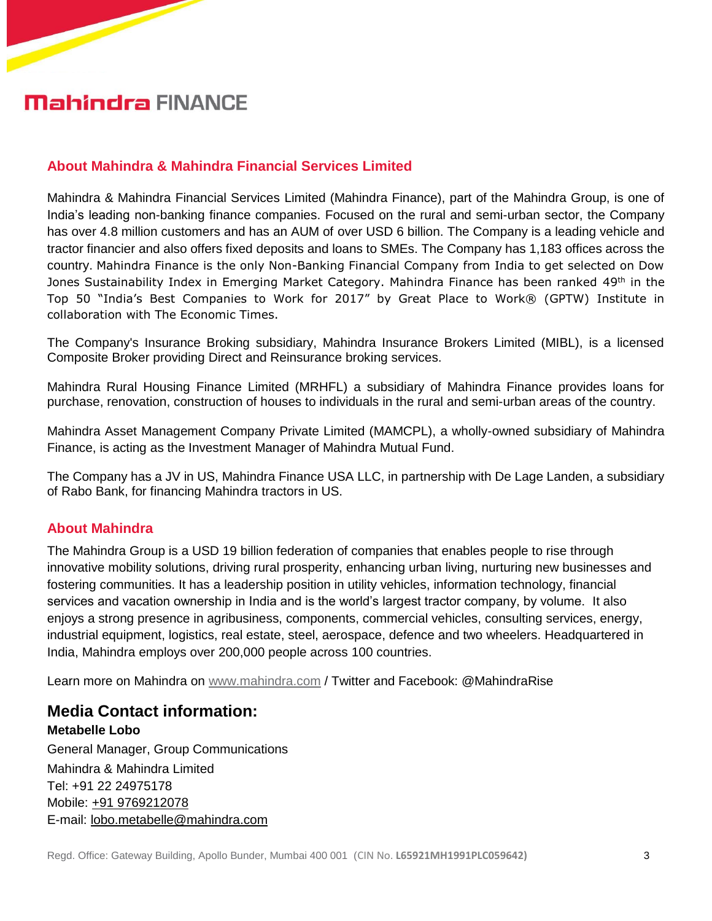## About Mahindra & Mahindra Financial Services Limited

Mahindra & Mahindra Financial Services Limited (Mahindra Finance), part of the Mahindra Group, is one of India's leading non-banking finance companies. Focused on the rural and semi-urban sector, the Company has over 4.8 million customers and has an AUM of over USD 6 billion. The Company is a leading vehicle and tractor financier and also offers fixed deposits and loans to SMEs. The Company has 1,183 offices across the country. Mahindra Finance is the only Non-Banking Financial Company from India to get selected on Dow Jones Sustainability Index in Emerging Market Category. Mahindra Finance has been ranked 49th in the Top 50 "India's Best Companies to Work for 2017" by Great Place to Work® (GPTW) Institute in collaboration with The Economic Times.

The Company's Insurance Broking subsidiary, Mahindra Insurance Brokers Limited (MIBL), is a licensed Composite Broker providing Direct and Reinsurance broking services.

Mahindra Rural Housing Finance Limited (MRHFL) a subsidiary of Mahindra Finance provides loans for purchase, renovation, construction of houses to individuals in the rural and semi-urban areas of the country.

Mahindra Asset Management Company Private Limited (MAMCPL), a wholly-owned subsidiary of Mahindra Finance, is acting as the Investment Manager of Mahindra Mutual Fund.

The Company has a JV in US, Mahindra Finance USA LLC, in partnership with De Lage Landen, a subsidiary of Rabo Bank, for financing Mahindra tractors in US.

## About Mahindra

The Mahindra Group is a USD 19 billion federation of companies that enables people to rise through innovative mobility solutions, driving rural prosperity, enhancing urban living, nurturing new businesses and fostering communities. It has a leadership position in utility vehicles, information technology, financial services and vacation ownership in India and is the world's largest tractor company, by volume. It also enjoys a strong presence in agribusiness, components, commercial vehicles, consulting services, energy, industrial equipment, logistics, real estate, steel, aerospace, defence and two wheelers. Headquartered in India, Mahindra employs over 200,000 people across 100 countries.

Learn more on Mahindra on www.mahindra.com / Twitter and Facebook: @MahindraRise

## Media Contact information:

**Metabelle Lobo**
General Manager, Group Communications
Mahindra & Mahindra Limited
Tel: +91 22 24975178
Mobile: +91 9769212078
E-mail: lobo.metabelle@mahindra.com

Regd. Office: Gateway Building, Apollo Bunder, Mumbai 400 001 (CIN No. **L65921MH1991PLC059642)**